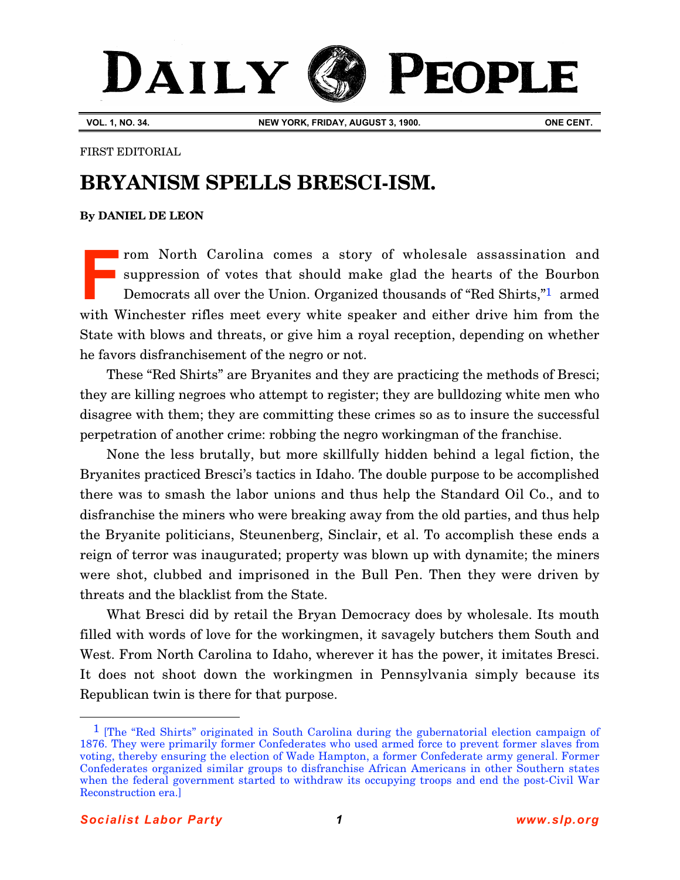# DAILY PEOPLE

**VOL. 1, NO. 34.** **NEW YORK, FRIDAY, AUGUST 3, 1900.** **ONE CENT.**

FIRST EDITORIAL

## BRYANISM SPELLS BRESCI-ISM.

**By DANIEL DE LEON**

From North Carolina comes a story of wholesale assassination and suppression of votes that should make glad the hearts of the Bourbon Democrats all over the Union. Organized thousands of "Red Shirts,"[1] armed with Winchester rifles meet every white speaker and either drive him from the State with blows and threats, or give him a royal reception, depending on whether he favors disfranchisement of the negro or not.

These "Red Shirts" are Bryanites and they are practicing the methods of Bresci; they are killing negroes who attempt to register; they are bulldozing white men who disagree with them; they are committing these crimes so as to insure the successful perpetration of another crime: robbing the negro workingman of the franchise.

None the less brutally, but more skillfully hidden behind a legal fiction, the Bryanites practiced Bresci's tactics in Idaho. The double purpose to be accomplished there was to smash the labor unions and thus help the Standard Oil Co., and to disfranchise the miners who were breaking away from the old parties, and thus help the Bryanite politicians, Steunenberg, Sinclair, et al. To accomplish these ends a reign of terror was inaugurated; property was blown up with dynamite; the miners were shot, clubbed and imprisoned in the Bull Pen. Then they were driven by threats and the blacklist from the State.

What Bresci did by retail the Bryan Democracy does by wholesale. Its mouth filled with words of love for the workingmen, it savagely butchers them South and West. From North Carolina to Idaho, wherever it has the power, it imitates Bresci. It does not shoot down the workingmen in Pennsylvania simply because its Republican twin is there for that purpose.

---

[1] [The "Red Shirts" originated in South Carolina during the gubernatorial election campaign of 1876. They were primarily former Confederates who used armed force to prevent former slaves from voting, thereby ensuring the election of Wade Hampton, a former Confederate army general. Former Confederates organized similar groups to disfranchise African Americans in other Southern states when the federal government started to withdraw its occupying troops and end the post-Civil War Reconstruction era.]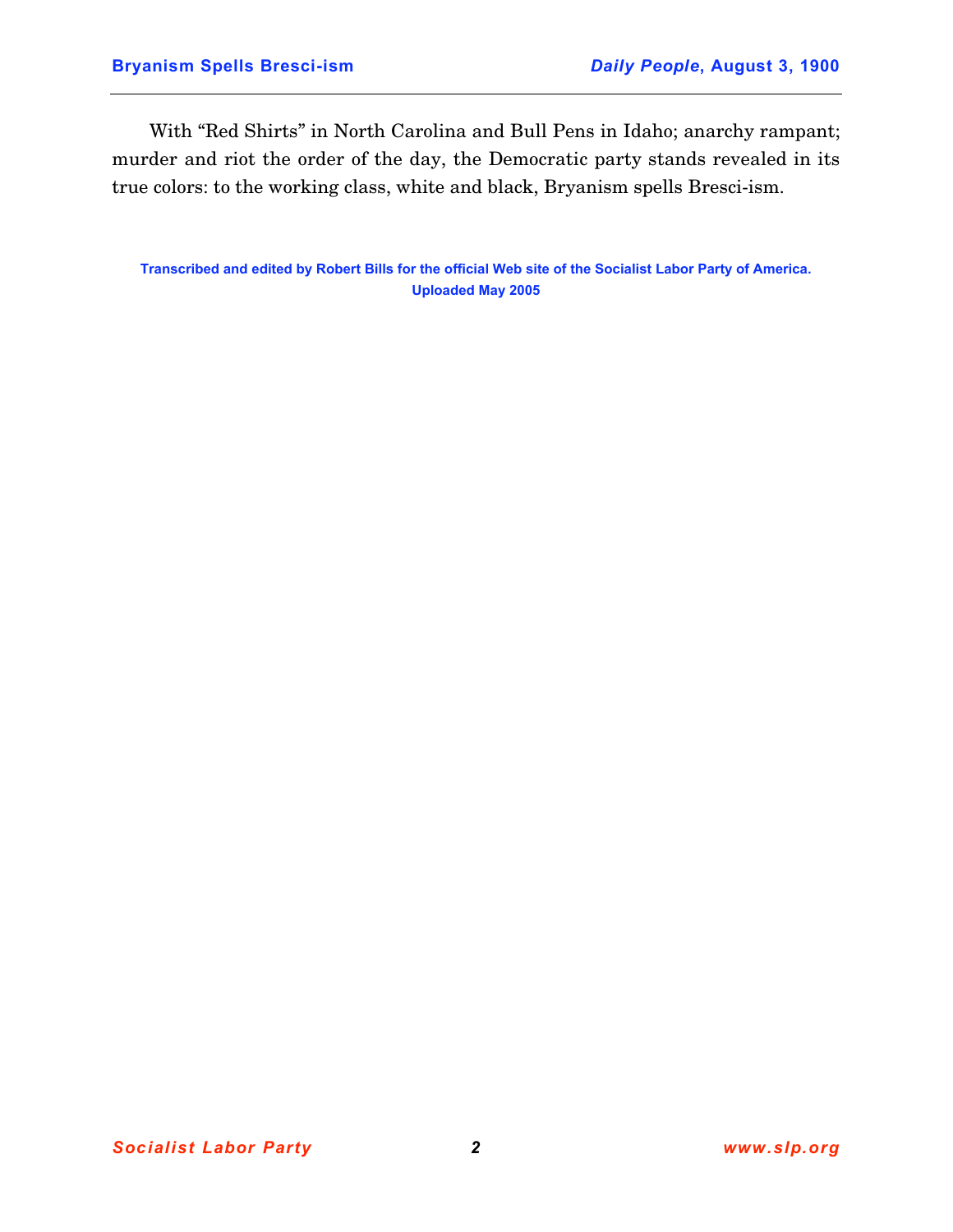With “Red Shirts” in North Carolina and Bull Pens in Idaho; anarchy rampant; murder and riot the order of the day, the Democratic party stands revealed in its true colors: to the working class, white and black, Bryanism spells Bresci-ism.

**Transcribed and edited by Robert Bills for the official Web site of the Socialist Labor Party of America.**
**Uploaded May 2005**